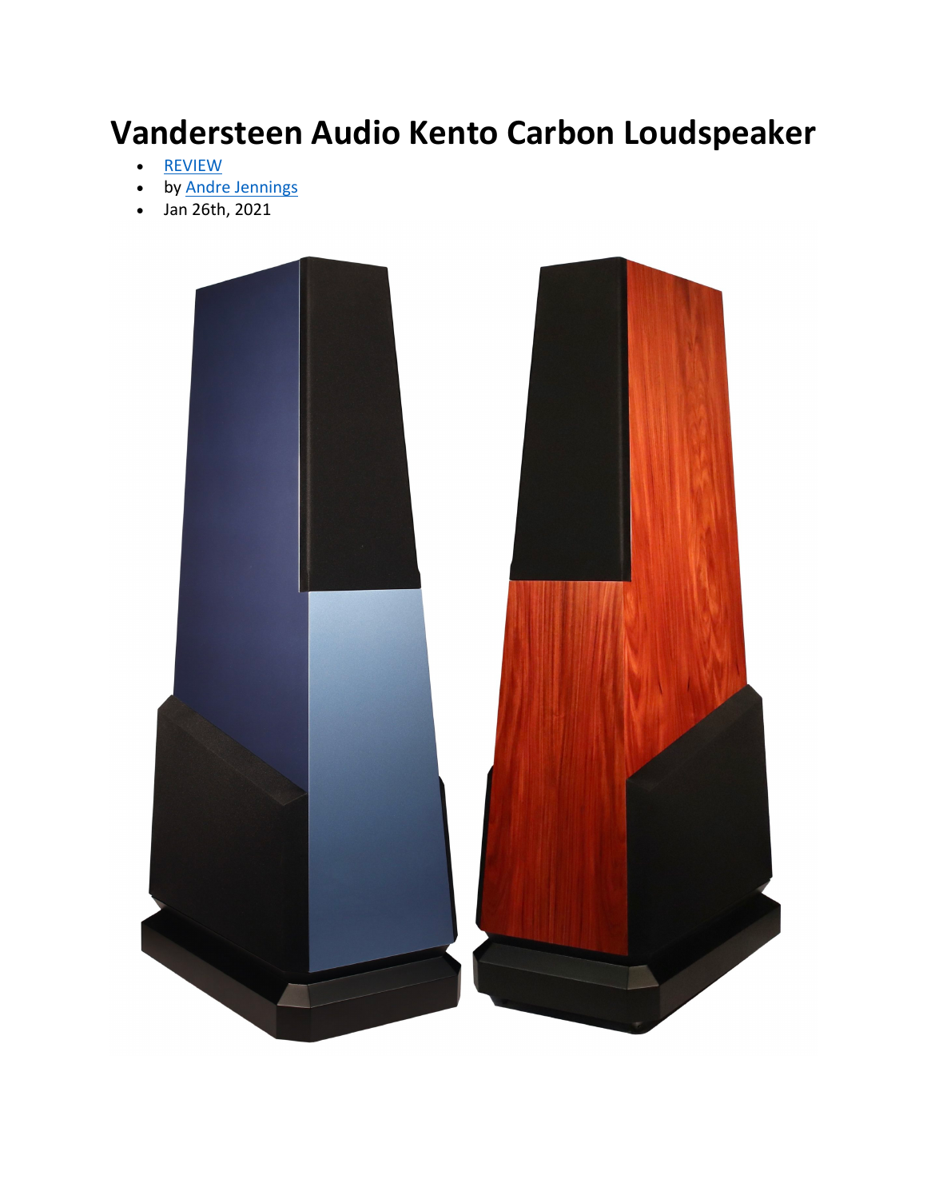# Vandersteen Audio Kento Carbon Loudspeaker

- [REVIEW]
- by [Andre Jennings]
- Jan 26th, 2021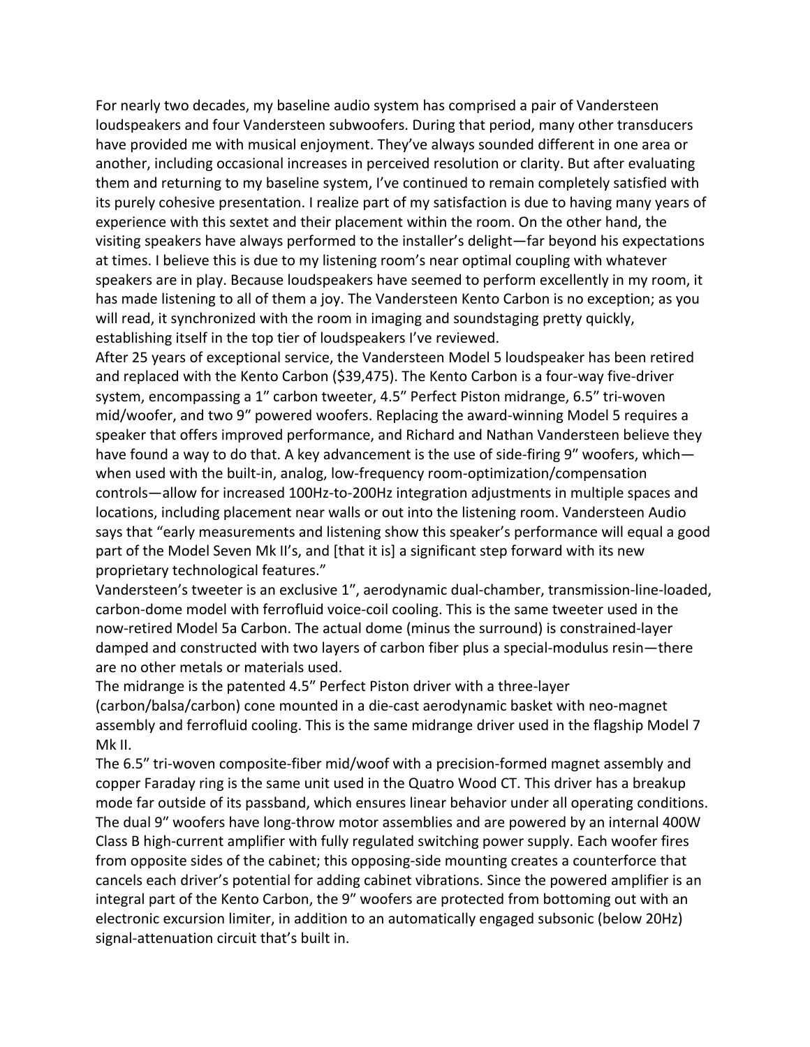For nearly two decades, my baseline audio system has comprised a pair of Vandersteen loudspeakers and four Vandersteen subwoofers. During that period, many other transducers have provided me with musical enjoyment. They've always sounded different in one area or another, including occasional increases in perceived resolution or clarity. But after evaluating them and returning to my baseline system, I've continued to remain completely satisfied with its purely cohesive presentation. I realize part of my satisfaction is due to having many years of experience with this sextet and their placement within the room. On the other hand, the visiting speakers have always performed to the installer's delight—far beyond his expectations at times. I believe this is due to my listening room's near optimal coupling with whatever speakers are in play. Because loudspeakers have seemed to perform excellently in my room, it has made listening to all of them a joy. The Vandersteen Kento Carbon is no exception; as you will read, it synchronized with the room in imaging and soundstaging pretty quickly, establishing itself in the top tier of loudspeakers I've reviewed.

After 25 years of exceptional service, the Vandersteen Model 5 loudspeaker has been retired and replaced with the Kento Carbon ($39,475). The Kento Carbon is a four-way five-driver system, encompassing a 1" carbon tweeter, 4.5" Perfect Piston midrange, 6.5" tri-woven mid/woofer, and two 9" powered woofers. Replacing the award-winning Model 5 requires a speaker that offers improved performance, and Richard and Nathan Vandersteen believe they have found a way to do that. A key advancement is the use of side-firing 9" woofers, which—when used with the built-in, analog, low-frequency room-optimization/compensation controls—allow for increased 100Hz-to-200Hz integration adjustments in multiple spaces and locations, including placement near walls or out into the listening room. Vandersteen Audio says that "early measurements and listening show this speaker's performance will equal a good part of the Model Seven Mk II's, and [that it is] a significant step forward with its new proprietary technological features."

Vandersteen's tweeter is an exclusive 1", aerodynamic dual-chamber, transmission-line-loaded, carbon-dome model with ferrofluid voice-coil cooling. This is the same tweeter used in the now-retired Model 5a Carbon. The actual dome (minus the surround) is constrained-layer damped and constructed with two layers of carbon fiber plus a special-modulus resin—there are no other metals or materials used.

The midrange is the patented 4.5" Perfect Piston driver with a three-layer (carbon/balsa/carbon) cone mounted in a die-cast aerodynamic basket with neo-magnet assembly and ferrofluid cooling. This is the same midrange driver used in the flagship Model 7 Mk II.

The 6.5" tri-woven composite-fiber mid/woof with a precision-formed magnet assembly and copper Faraday ring is the same unit used in the Quatro Wood CT. This driver has a breakup mode far outside of its passband, which ensures linear behavior under all operating conditions. The dual 9" woofers have long-throw motor assemblies and are powered by an internal 400W Class B high-current amplifier with fully regulated switching power supply. Each woofer fires from opposite sides of the cabinet; this opposing-side mounting creates a counterforce that cancels each driver's potential for adding cabinet vibrations. Since the powered amplifier is an integral part of the Kento Carbon, the 9" woofers are protected from bottoming out with an electronic excursion limiter, in addition to an automatically engaged subsonic (below 20Hz) signal-attenuation circuit that's built in.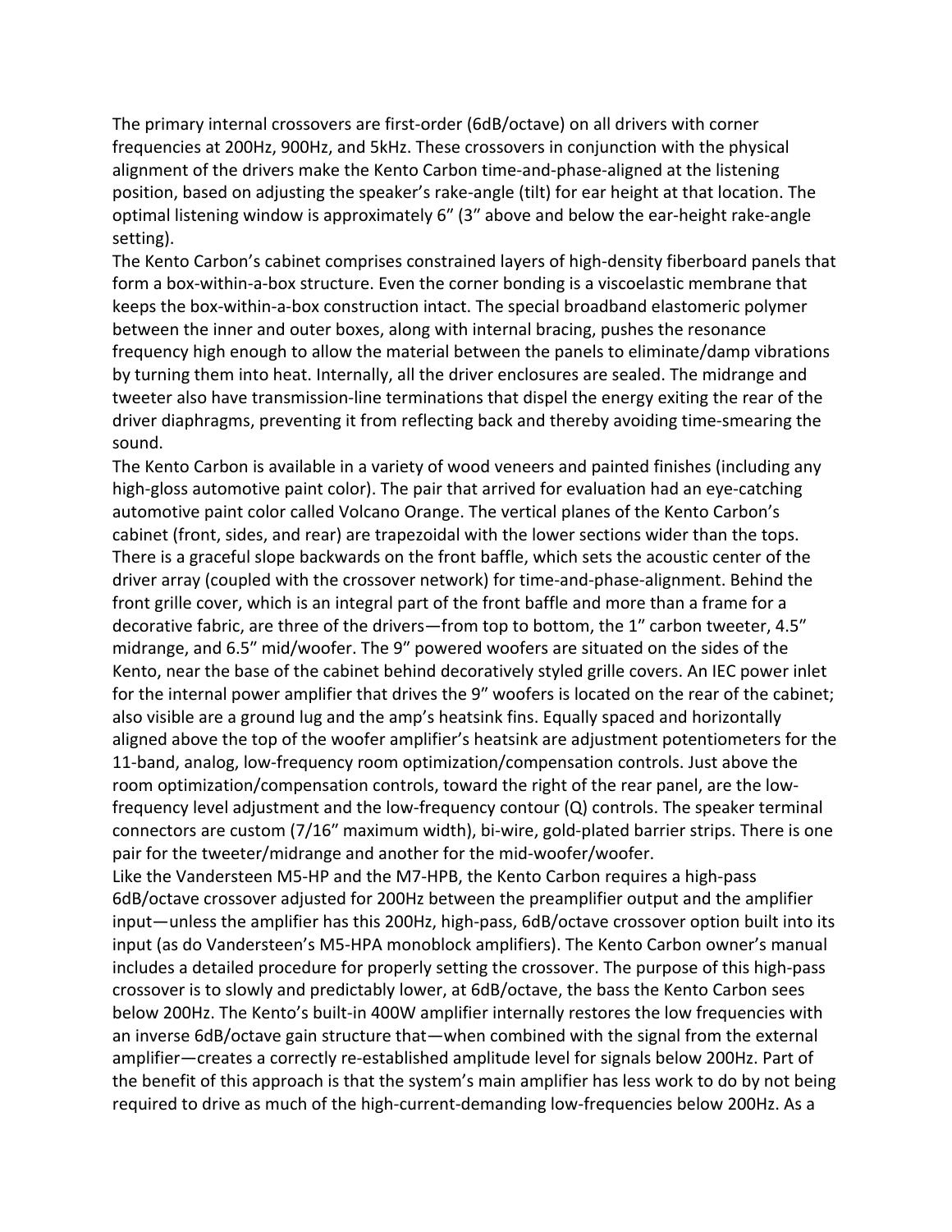The primary internal crossovers are first-order (6dB/octave) on all drivers with corner frequencies at 200Hz, 900Hz, and 5kHz. These crossovers in conjunction with the physical alignment of the drivers make the Kento Carbon time-and-phase-aligned at the listening position, based on adjusting the speaker's rake-angle (tilt) for ear height at that location. The optimal listening window is approximately 6" (3" above and below the ear-height rake-angle setting).

The Kento Carbon's cabinet comprises constrained layers of high-density fiberboard panels that form a box-within-a-box structure. Even the corner bonding is a viscoelastic membrane that keeps the box-within-a-box construction intact. The special broadband elastomeric polymer between the inner and outer boxes, along with internal bracing, pushes the resonance frequency high enough to allow the material between the panels to eliminate/damp vibrations by turning them into heat. Internally, all the driver enclosures are sealed. The midrange and tweeter also have transmission-line terminations that dispel the energy exiting the rear of the driver diaphragms, preventing it from reflecting back and thereby avoiding time-smearing the sound.

The Kento Carbon is available in a variety of wood veneers and painted finishes (including any high-gloss automotive paint color). The pair that arrived for evaluation had an eye-catching automotive paint color called Volcano Orange. The vertical planes of the Kento Carbon's cabinet (front, sides, and rear) are trapezoidal with the lower sections wider than the tops. There is a graceful slope backwards on the front baffle, which sets the acoustic center of the driver array (coupled with the crossover network) for time-and-phase-alignment. Behind the front grille cover, which is an integral part of the front baffle and more than a frame for a decorative fabric, are three of the drivers—from top to bottom, the 1" carbon tweeter, 4.5" midrange, and 6.5" mid/woofer. The 9" powered woofers are situated on the sides of the Kento, near the base of the cabinet behind decoratively styled grille covers. An IEC power inlet for the internal power amplifier that drives the 9" woofers is located on the rear of the cabinet; also visible are a ground lug and the amp's heatsink fins. Equally spaced and horizontally aligned above the top of the woofer amplifier's heatsink are adjustment potentiometers for the 11-band, analog, low-frequency room optimization/compensation controls. Just above the room optimization/compensation controls, toward the right of the rear panel, are the low-frequency level adjustment and the low-frequency contour (Q) controls. The speaker terminal connectors are custom (7/16" maximum width), bi-wire, gold-plated barrier strips. There is one pair for the tweeter/midrange and another for the mid-woofer/woofer.

Like the Vandersteen M5-HP and the M7-HPB, the Kento Carbon requires a high-pass 6dB/octave crossover adjusted for 200Hz between the preamplifier output and the amplifier input—unless the amplifier has this 200Hz, high-pass, 6dB/octave crossover option built into its input (as do Vandersteen's M5-HPA monoblock amplifiers). The Kento Carbon owner's manual includes a detailed procedure for properly setting the crossover. The purpose of this high-pass crossover is to slowly and predictably lower, at 6dB/octave, the bass the Kento Carbon sees below 200Hz. The Kento's built-in 400W amplifier internally restores the low frequencies with an inverse 6dB/octave gain structure that—when combined with the signal from the external amplifier—creates a correctly re-established amplitude level for signals below 200Hz. Part of the benefit of this approach is that the system's main amplifier has less work to do by not being required to drive as much of the high-current-demanding low-frequencies below 200Hz. As a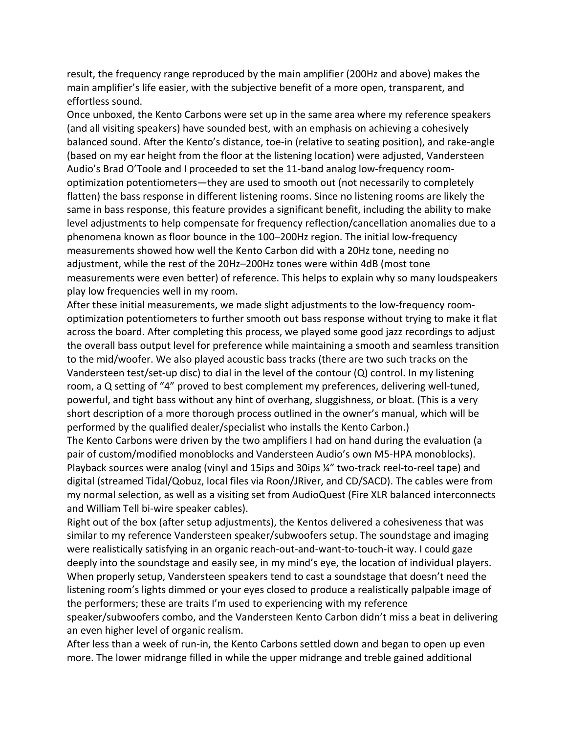result, the frequency range reproduced by the main amplifier (200Hz and above) makes the main amplifier's life easier, with the subjective benefit of a more open, transparent, and effortless sound.

Once unboxed, the Kento Carbons were set up in the same area where my reference speakers (and all visiting speakers) have sounded best, with an emphasis on achieving a cohesively balanced sound. After the Kento's distance, toe-in (relative to seating position), and rake-angle (based on my ear height from the floor at the listening location) were adjusted, Vandersteen Audio's Brad O'Toole and I proceeded to set the 11-band analog low-frequency room-optimization potentiometers—they are used to smooth out (not necessarily to completely flatten) the bass response in different listening rooms. Since no listening rooms are likely the same in bass response, this feature provides a significant benefit, including the ability to make level adjustments to help compensate for frequency reflection/cancellation anomalies due to a phenomena known as floor bounce in the 100–200Hz region. The initial low-frequency measurements showed how well the Kento Carbon did with a 20Hz tone, needing no adjustment, while the rest of the 20Hz–200Hz tones were within 4dB (most tone measurements were even better) of reference. This helps to explain why so many loudspeakers play low frequencies well in my room.

After these initial measurements, we made slight adjustments to the low-frequency room-optimization potentiometers to further smooth out bass response without trying to make it flat across the board. After completing this process, we played some good jazz recordings to adjust the overall bass output level for preference while maintaining a smooth and seamless transition to the mid/woofer. We also played acoustic bass tracks (there are two such tracks on the Vandersteen test/set-up disc) to dial in the level of the contour (Q) control. In my listening room, a Q setting of "4" proved to best complement my preferences, delivering well-tuned, powerful, and tight bass without any hint of overhang, sluggishness, or bloat. (This is a very short description of a more thorough process outlined in the owner's manual, which will be performed by the qualified dealer/specialist who installs the Kento Carbon.)

The Kento Carbons were driven by the two amplifiers I had on hand during the evaluation (a pair of custom/modified monoblocks and Vandersteen Audio's own M5-HPA monoblocks). Playback sources were analog (vinyl and 15ips and 30ips ¼" two-track reel-to-reel tape) and digital (streamed Tidal/Qobuz, local files via Roon/JRiver, and CD/SACD). The cables were from my normal selection, as well as a visiting set from AudioQuest (Fire XLR balanced interconnects and William Tell bi-wire speaker cables).

Right out of the box (after setup adjustments), the Kentos delivered a cohesiveness that was similar to my reference Vandersteen speaker/subwoofers setup. The soundstage and imaging were realistically satisfying in an organic reach-out-and-want-to-touch-it way. I could gaze deeply into the soundstage and easily see, in my mind's eye, the location of individual players. When properly setup, Vandersteen speakers tend to cast a soundstage that doesn't need the listening room's lights dimmed or your eyes closed to produce a realistically palpable image of the performers; these are traits I'm used to experiencing with my reference speaker/subwoofers combo, and the Vandersteen Kento Carbon didn't miss a beat in delivering an even higher level of organic realism.

After less than a week of run-in, the Kento Carbons settled down and began to open up even more. The lower midrange filled in while the upper midrange and treble gained additional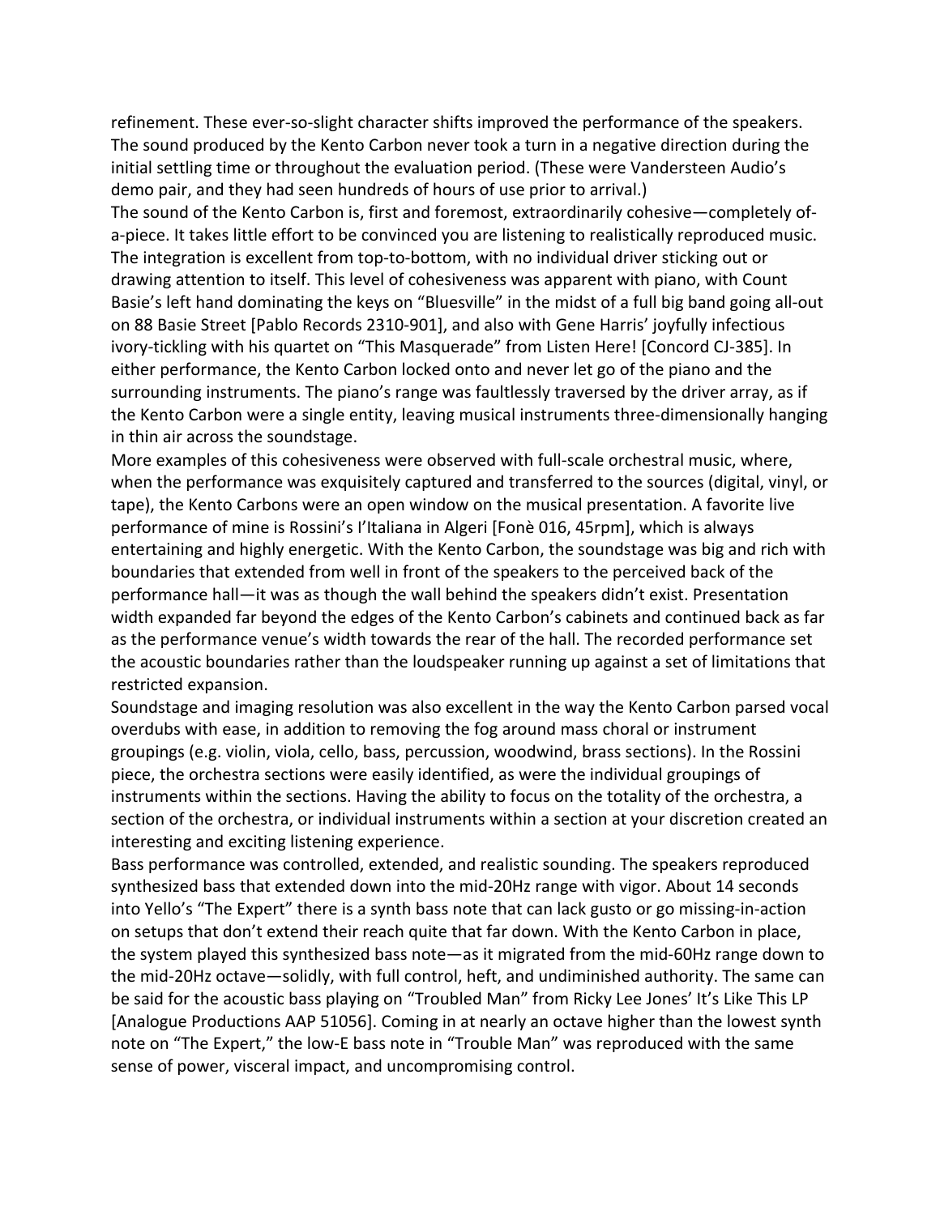refinement. These ever-so-slight character shifts improved the performance of the speakers. The sound produced by the Kento Carbon never took a turn in a negative direction during the initial settling time or throughout the evaluation period. (These were Vandersteen Audio's demo pair, and they had seen hundreds of hours of use prior to arrival.)

The sound of the Kento Carbon is, first and foremost, extraordinarily cohesive—completely of-a-piece. It takes little effort to be convinced you are listening to realistically reproduced music. The integration is excellent from top-to-bottom, with no individual driver sticking out or drawing attention to itself. This level of cohesiveness was apparent with piano, with Count Basie's left hand dominating the keys on "Bluesville" in the midst of a full big band going all-out on 88 Basie Street [Pablo Records 2310-901], and also with Gene Harris' joyfully infectious ivory-tickling with his quartet on "This Masquerade" from Listen Here! [Concord CJ-385]. In either performance, the Kento Carbon locked onto and never let go of the piano and the surrounding instruments. The piano's range was faultlessly traversed by the driver array, as if the Kento Carbon were a single entity, leaving musical instruments three-dimensionally hanging in thin air across the soundstage.

More examples of this cohesiveness were observed with full-scale orchestral music, where, when the performance was exquisitely captured and transferred to the sources (digital, vinyl, or tape), the Kento Carbons were an open window on the musical presentation. A favorite live performance of mine is Rossini's l'Italiana in Algeri [Fonè 016, 45rpm], which is always entertaining and highly energetic. With the Kento Carbon, the soundstage was big and rich with boundaries that extended from well in front of the speakers to the perceived back of the performance hall—it was as though the wall behind the speakers didn't exist. Presentation width expanded far beyond the edges of the Kento Carbon's cabinets and continued back as far as the performance venue's width towards the rear of the hall. The recorded performance set the acoustic boundaries rather than the loudspeaker running up against a set of limitations that restricted expansion.

Soundstage and imaging resolution was also excellent in the way the Kento Carbon parsed vocal overdubs with ease, in addition to removing the fog around mass choral or instrument groupings (e.g. violin, viola, cello, bass, percussion, woodwind, brass sections). In the Rossini piece, the orchestra sections were easily identified, as were the individual groupings of instruments within the sections. Having the ability to focus on the totality of the orchestra, a section of the orchestra, or individual instruments within a section at your discretion created an interesting and exciting listening experience.

Bass performance was controlled, extended, and realistic sounding. The speakers reproduced synthesized bass that extended down into the mid-20Hz range with vigor. About 14 seconds into Yello's "The Expert" there is a synth bass note that can lack gusto or go missing-in-action on setups that don't extend their reach quite that far down. With the Kento Carbon in place, the system played this synthesized bass note—as it migrated from the mid-60Hz range down to the mid-20Hz octave—solidly, with full control, heft, and undiminished authority. The same can be said for the acoustic bass playing on "Troubled Man" from Ricky Lee Jones' It's Like This LP [Analogue Productions AAP 51056]. Coming in at nearly an octave higher than the lowest synth note on "The Expert," the low-E bass note in "Trouble Man" was reproduced with the same sense of power, visceral impact, and uncompromising control.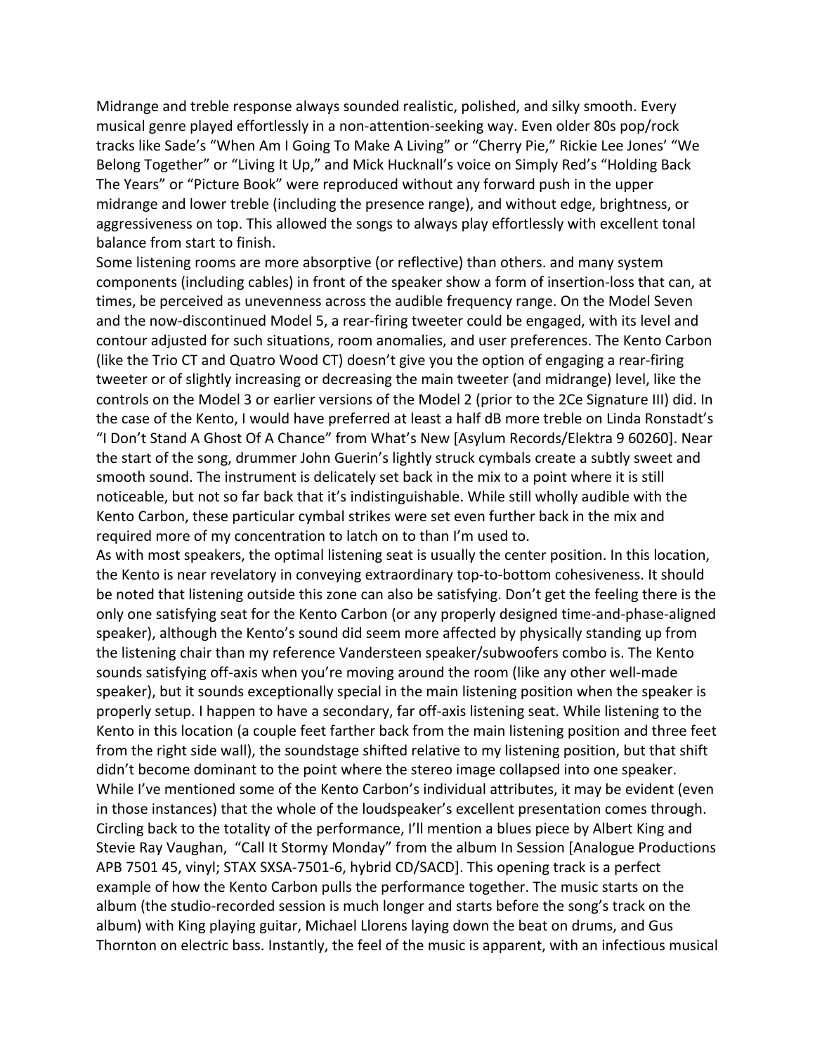Midrange and treble response always sounded realistic, polished, and silky smooth. Every musical genre played effortlessly in a non-attention-seeking way. Even older 80s pop/rock tracks like Sade's "When Am I Going To Make A Living" or "Cherry Pie," Rickie Lee Jones' "We Belong Together" or "Living It Up," and Mick Hucknall's voice on Simply Red's "Holding Back The Years" or "Picture Book" were reproduced without any forward push in the upper midrange and lower treble (including the presence range), and without edge, brightness, or aggressiveness on top. This allowed the songs to always play effortlessly with excellent tonal balance from start to finish.

Some listening rooms are more absorptive (or reflective) than others. and many system components (including cables) in front of the speaker show a form of insertion-loss that can, at times, be perceived as unevenness across the audible frequency range. On the Model Seven and the now-discontinued Model 5, a rear-firing tweeter could be engaged, with its level and contour adjusted for such situations, room anomalies, and user preferences. The Kento Carbon (like the Trio CT and Quatro Wood CT) doesn't give you the option of engaging a rear-firing tweeter or of slightly increasing or decreasing the main tweeter (and midrange) level, like the controls on the Model 3 or earlier versions of the Model 2 (prior to the 2Ce Signature III) did. In the case of the Kento, I would have preferred at least a half dB more treble on Linda Ronstadt's "I Don't Stand A Ghost Of A Chance" from What's New [Asylum Records/Elektra 9 60260]. Near the start of the song, drummer John Guerin's lightly struck cymbals create a subtly sweet and smooth sound. The instrument is delicately set back in the mix to a point where it is still noticeable, but not so far back that it's indistinguishable. While still wholly audible with the Kento Carbon, these particular cymbal strikes were set even further back in the mix and required more of my concentration to latch on to than I'm used to.

As with most speakers, the optimal listening seat is usually the center position. In this location, the Kento is near revelatory in conveying extraordinary top-to-bottom cohesiveness. It should be noted that listening outside this zone can also be satisfying. Don't get the feeling there is the only one satisfying seat for the Kento Carbon (or any properly designed time-and-phase-aligned speaker), although the Kento's sound did seem more affected by physically standing up from the listening chair than my reference Vandersteen speaker/subwoofers combo is. The Kento sounds satisfying off-axis when you're moving around the room (like any other well-made speaker), but it sounds exceptionally special in the main listening position when the speaker is properly setup. I happen to have a secondary, far off-axis listening seat. While listening to the Kento in this location (a couple feet farther back from the main listening position and three feet from the right side wall), the soundstage shifted relative to my listening position, but that shift didn't become dominant to the point where the stereo image collapsed into one speaker.

While I've mentioned some of the Kento Carbon's individual attributes, it may be evident (even in those instances) that the whole of the loudspeaker's excellent presentation comes through. Circling back to the totality of the performance, I'll mention a blues piece by Albert King and Stevie Ray Vaughan, "Call It Stormy Monday" from the album In Session [Analogue Productions APB 7501 45, vinyl; STAX SXSA-7501-6, hybrid CD/SACD]. This opening track is a perfect example of how the Kento Carbon pulls the performance together. The music starts on the album (the studio-recorded session is much longer and starts before the song's track on the album) with King playing guitar, Michael Llorens laying down the beat on drums, and Gus Thornton on electric bass. Instantly, the feel of the music is apparent, with an infectious musical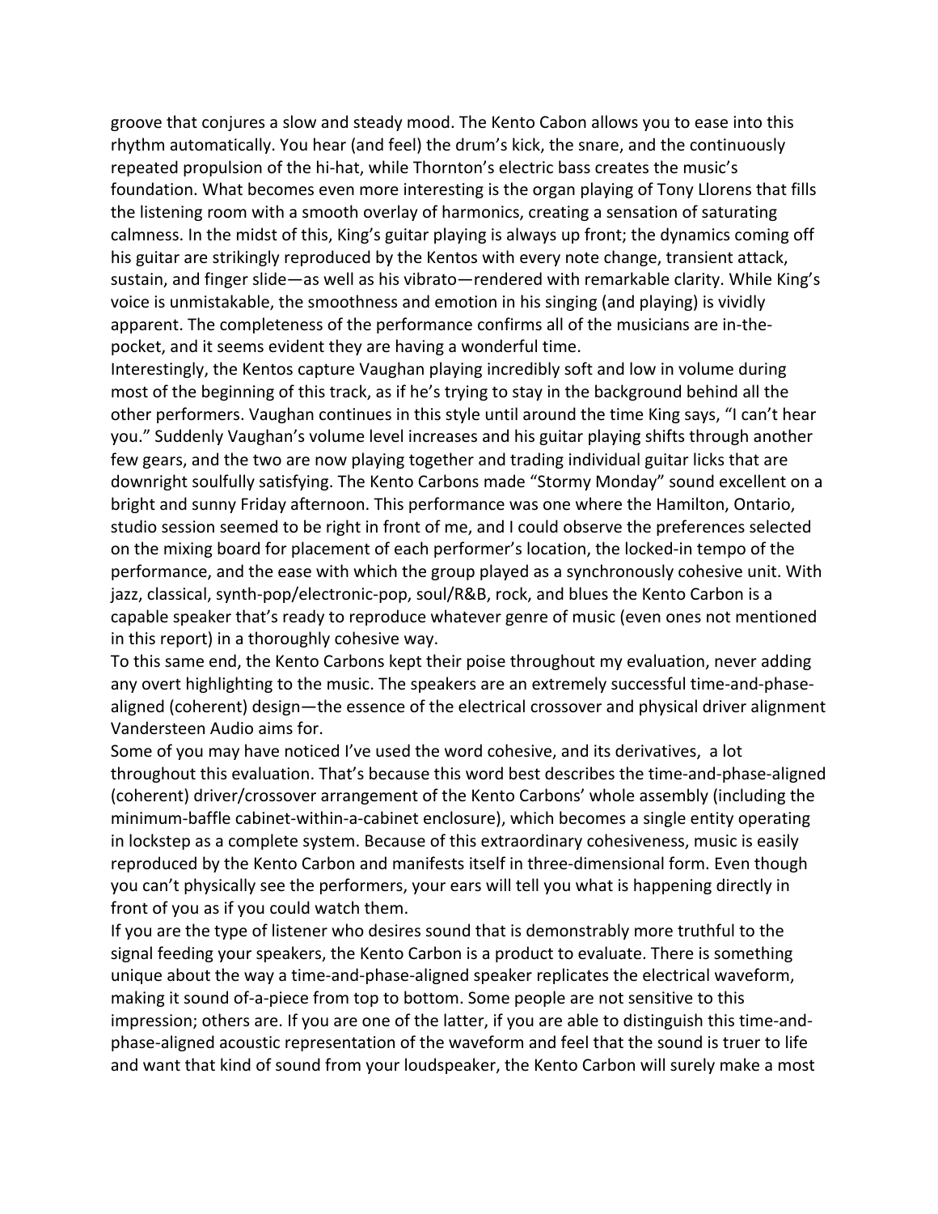groove that conjures a slow and steady mood. The Kento Cabon allows you to ease into this rhythm automatically. You hear (and feel) the drum's kick, the snare, and the continuously repeated propulsion of the hi-hat, while Thornton's electric bass creates the music's foundation. What becomes even more interesting is the organ playing of Tony Llorens that fills the listening room with a smooth overlay of harmonics, creating a sensation of saturating calmness. In the midst of this, King's guitar playing is always up front; the dynamics coming off his guitar are strikingly reproduced by the Kentos with every note change, transient attack, sustain, and finger slide—as well as his vibrato—rendered with remarkable clarity. While King's voice is unmistakable, the smoothness and emotion in his singing (and playing) is vividly apparent. The completeness of the performance confirms all of the musicians are in-the-pocket, and it seems evident they are having a wonderful time.

Interestingly, the Kentos capture Vaughan playing incredibly soft and low in volume during most of the beginning of this track, as if he's trying to stay in the background behind all the other performers. Vaughan continues in this style until around the time King says, "I can't hear you." Suddenly Vaughan's volume level increases and his guitar playing shifts through another few gears, and the two are now playing together and trading individual guitar licks that are downright soulfully satisfying. The Kento Carbons made "Stormy Monday" sound excellent on a bright and sunny Friday afternoon. This performance was one where the Hamilton, Ontario, studio session seemed to be right in front of me, and I could observe the preferences selected on the mixing board for placement of each performer's location, the locked-in tempo of the performance, and the ease with which the group played as a synchronously cohesive unit. With jazz, classical, synth-pop/electronic-pop, soul/R&B, rock, and blues the Kento Carbon is a capable speaker that's ready to reproduce whatever genre of music (even ones not mentioned in this report) in a thoroughly cohesive way.

To this same end, the Kento Carbons kept their poise throughout my evaluation, never adding any overt highlighting to the music. The speakers are an extremely successful time-and-phase-aligned (coherent) design—the essence of the electrical crossover and physical driver alignment Vandersteen Audio aims for.

Some of you may have noticed I've used the word cohesive, and its derivatives, a lot throughout this evaluation. That's because this word best describes the time-and-phase-aligned (coherent) driver/crossover arrangement of the Kento Carbons' whole assembly (including the minimum-baffle cabinet-within-a-cabinet enclosure), which becomes a single entity operating in lockstep as a complete system. Because of this extraordinary cohesiveness, music is easily reproduced by the Kento Carbon and manifests itself in three-dimensional form. Even though you can't physically see the performers, your ears will tell you what is happening directly in front of you as if you could watch them.

If you are the type of listener who desires sound that is demonstrably more truthful to the signal feeding your speakers, the Kento Carbon is a product to evaluate. There is something unique about the way a time-and-phase-aligned speaker replicates the electrical waveform, making it sound of-a-piece from top to bottom. Some people are not sensitive to this impression; others are. If you are one of the latter, if you are able to distinguish this time-and-phase-aligned acoustic representation of the waveform and feel that the sound is truer to life and want that kind of sound from your loudspeaker, the Kento Carbon will surely make a most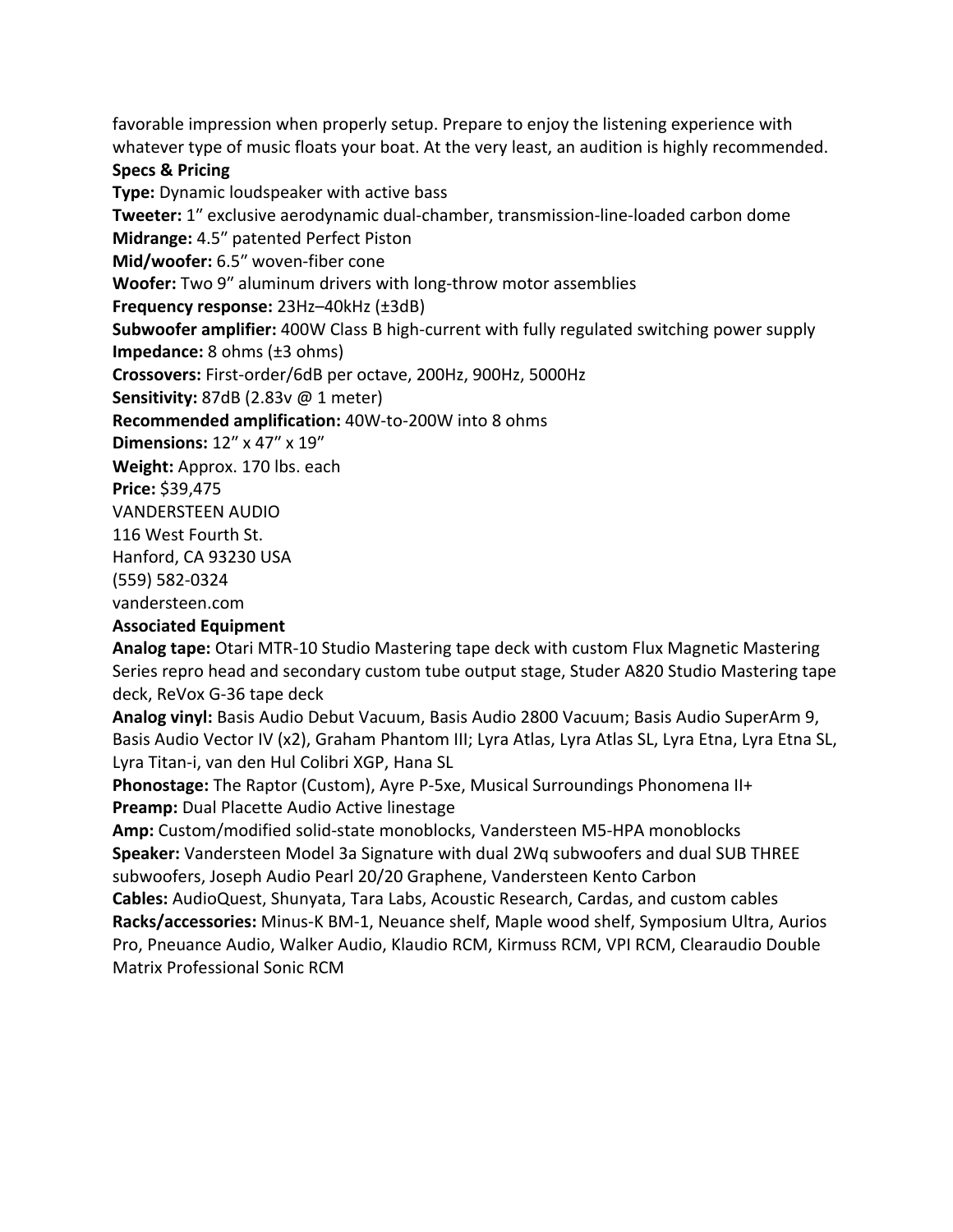favorable impression when properly setup. Prepare to enjoy the listening experience with whatever type of music floats your boat. At the very least, an audition is highly recommended.

**Specs & Pricing**

**Type:** Dynamic loudspeaker with active bass

**Tweeter:** 1" exclusive aerodynamic dual-chamber, transmission-line-loaded carbon dome

**Midrange:** 4.5" patented Perfect Piston

**Mid/woofer:** 6.5" woven-fiber cone

**Woofer:** Two 9" aluminum drivers with long-throw motor assemblies

**Frequency response:** 23Hz–40kHz (±3dB)

**Subwoofer amplifier:** 400W Class B high-current with fully regulated switching power supply

**Impedance:** 8 ohms (±3 ohms)

**Crossovers:** First-order/6dB per octave, 200Hz, 900Hz, 5000Hz

**Sensitivity:** 87dB (2.83v @ 1 meter)

**Recommended amplification:** 40W-to-200W into 8 ohms

**Dimensions:** 12" x 47" x 19"

**Weight:** Approx. 170 lbs. each

**Price:** $39,475

VANDERSTEEN AUDIO
116 West Fourth St.
Hanford, CA 93230 USA
(559) 582-0324
vandersteen.com

**Associated Equipment**

**Analog tape:** Otari MTR-10 Studio Mastering tape deck with custom Flux Magnetic Mastering Series repro head and secondary custom tube output stage, Studer A820 Studio Mastering tape deck, ReVox G-36 tape deck

**Analog vinyl:** Basis Audio Debut Vacuum, Basis Audio 2800 Vacuum; Basis Audio SuperArm 9, Basis Audio Vector IV (x2), Graham Phantom III; Lyra Atlas, Lyra Atlas SL, Lyra Etna, Lyra Etna SL, Lyra Titan-i, van den Hul Colibri XGP, Hana SL

**Phonostage:** The Raptor (Custom), Ayre P-5xe, Musical Surroundings Phonomena II+

**Preamp:** Dual Placette Audio Active linestage

**Amp:** Custom/modified solid-state monoblocks, Vandersteen M5-HPA monoblocks

**Speaker:** Vandersteen Model 3a Signature with dual 2Wq subwoofers and dual SUB THREE subwoofers, Joseph Audio Pearl 20/20 Graphene, Vandersteen Kento Carbon

**Cables:** AudioQuest, Shunyata, Tara Labs, Acoustic Research, Cardas, and custom cables

**Racks/accessories:** Minus-K BM-1, Neuance shelf, Maple wood shelf, Symposium Ultra, Aurios Pro, Pneuance Audio, Walker Audio, Klaudio RCM, Kirmuss RCM, VPI RCM, Clearaudio Double Matrix Professional Sonic RCM